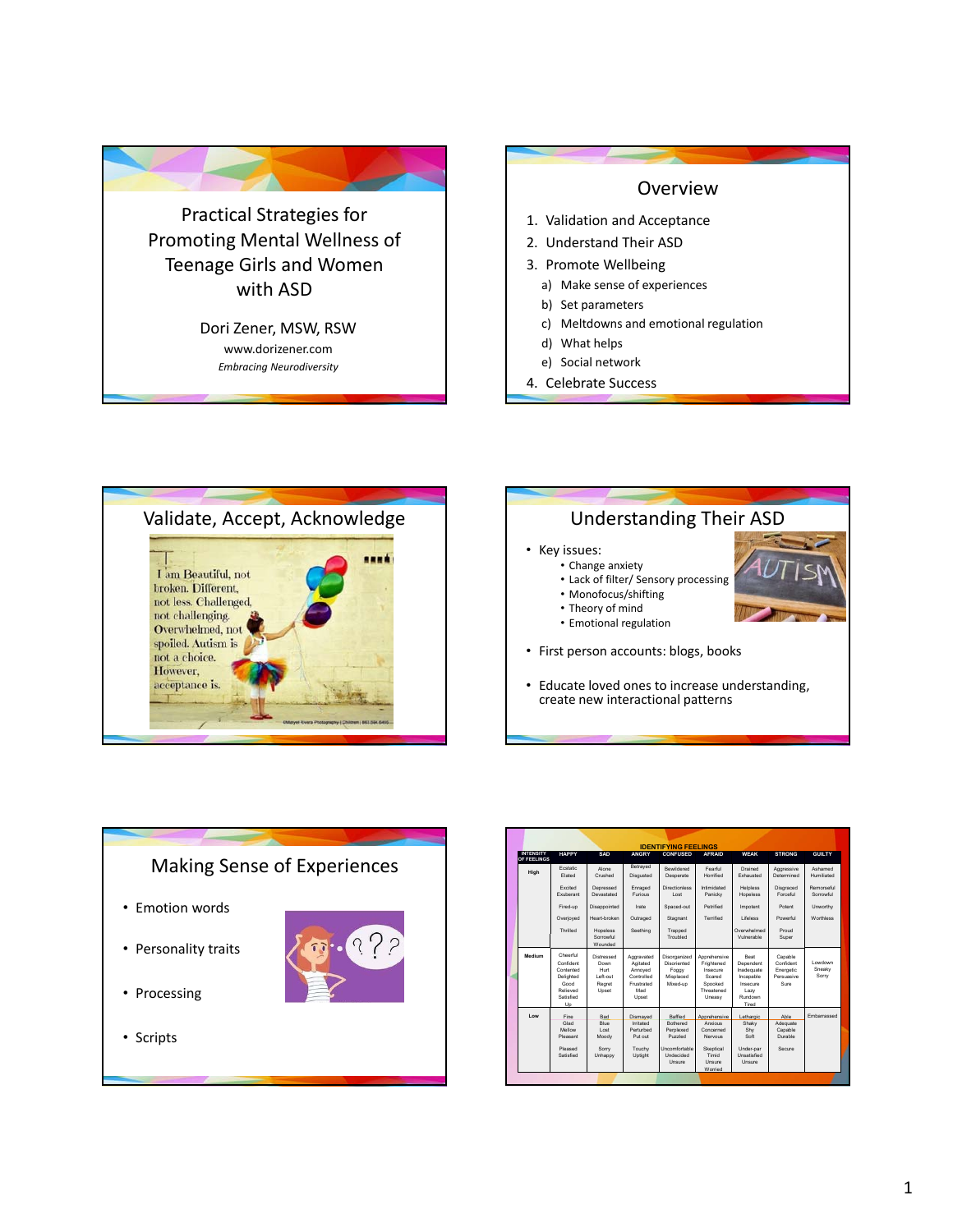# Practical Strategies for Promoting Mental Wellness of Teenage Girls and Women with ASD

Dori Zener, MSW, RSW

www.dorizener.com

*Embracing Neurodiversity*

## Overview

1. Validation and Acceptance
2. Understand Their ASD
3. Promote Wellbeing
   a) Make sense of experiences
   b) Set parameters
   c) Meltdowns and emotional regulation
   d) What helps
   e) Social network
4. Celebrate Success

## Validate, Accept, Acknowledge

## Understanding Their ASD

- Key issues:
  - Change anxiety
  - Lack of filter/ Sensory processing
  - Monofocus/shifting
  - Theory of mind
  - Emotional regulation
- First person accounts: blogs, books
- Educate loved ones to increase understanding, create new interactional patterns

## Making Sense of Experiences

- Emotion words
- Personality traits
- Processing
- Scripts

**IDENTIFYING FEELINGS**

| INTENSITY OF FEELINGS | HAPPY | SAD | ANGRY | CONFUSED | AFRAID | WEAK | STRONG | GUILTY |
|---|---|---|---|---|---|---|---|---|
| High | Ecstatic, Elated, Excited, Exuberant, Fired-up, Overjoyed, Thrilled | Alone, Crushed, Depressed, Devastated, Disappointed, Heart-broken, Hopeless, Sorrowful, Wounded | Betrayed, Disgusted, Enraged, Furious, Irate, Outraged, Seething | Bewildered, Desperate, Directionless, Lost, Spaced-out, Stagnant, Trapped, Troubled | Fearful, Horrified, Intimidated, Panicky, Petrified, Terrified | Drained, Exhausted, Helpless, Hopeless, Impotent, Lifeless, Overwhelmed, Vulnerable | Aggressive, Determined, Disgraced, Forceful, Potent, Powerful, Proud, Super | Ashamed, Humiliated, Remorseful, Sorrowful, Unworthy, Worthless |
| Medium | Cheerful, Confident, Contented, Delighted, Good, Relieved, Satisfied, Up | Distressed, Down, Hurt, Left-out, Regret, Upset | Aggravated, Agitated, Annoyed, Controlled, Frustrated, Mad, Upset | Disorganized, Disoriented, Foggy, Misplaced, Mixed-up | Apprehensive, Frightened, Insecure, Scared, Spooked, Threatened, Uneasy | Beat, Dependent, Inadequate, Incapable, Insecure, Lazy, Rundown, Tired | Capable, Confident, Energetic, Persuasive, Sure | Lowdown, Sneaky, Sorry |
| Low | Fine, Glad, Mellow, Pleasant, Pleased, Satisfied | Bad, Blue, Lost, Moody, Sorry, Unhappy | Dismayed, Irritated, Perturbed, Put out, Touchy, Uptight | Baffled, Bothered, Perplexed, Puzzled, Uncomfortable, Undecided, Unsure | Apprehensive, Anxious, Concerned, Nervous, Skeptical, Timid, Unsure, Worried | Lethargic, Shaky, Shy, Soft, Under-par, Unsatisfied, Unsure | Able, Adequate, Capable, Durable, Secure | Embarrassed |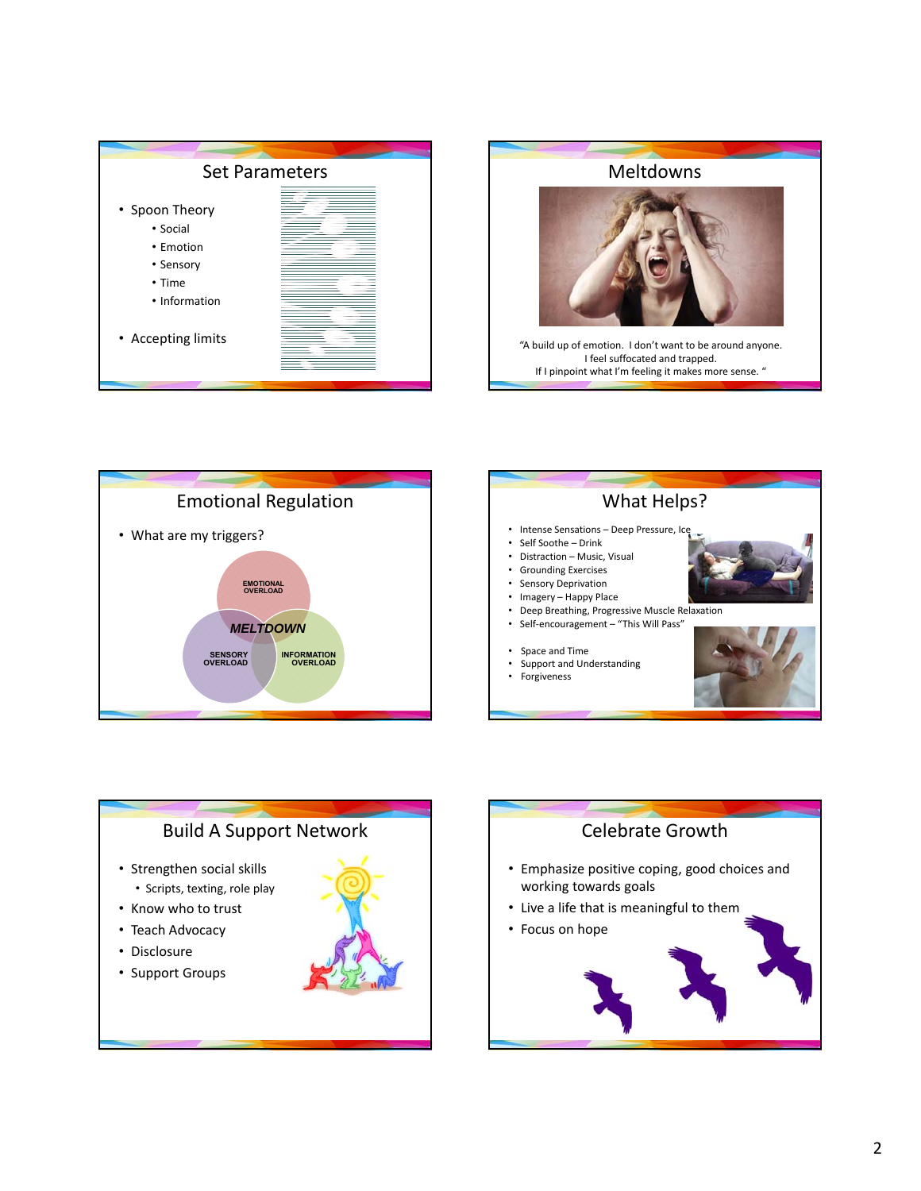## Set Parameters

- Spoon Theory
  - Social
  - Emotion
  - Sensory
  - Time
  - Information
- Accepting limits

## Meltdowns

"A build up of emotion. I don't want to be around anyone. I feel suffocated and trapped. If I pinpoint what I'm feeling it makes more sense. "

## Emotional Regulation

- What are my triggers?

EMOTIONAL OVERLOAD

SENSORY OVERLOAD

INFORMATION OVERLOAD

*MELTDOWN*

## What Helps?

- Intense Sensations – Deep Pressure, Ice
- Self Soothe – Drink
- Distraction – Music, Visual
- Grounding Exercises
- Sensory Deprivation
- Imagery – Happy Place
- Deep Breathing, Progressive Muscle Relaxation
- Self-encouragement – "This Will Pass"

- Space and Time
- Support and Understanding
- Forgiveness

## Build A Support Network

- Strengthen social skills
  - Scripts, texting, role play
- Know who to trust
- Teach Advocacy
- Disclosure
- Support Groups

## Celebrate Growth

- Emphasize positive coping, good choices and working towards goals
- Live a life that is meaningful to them
- Focus on hope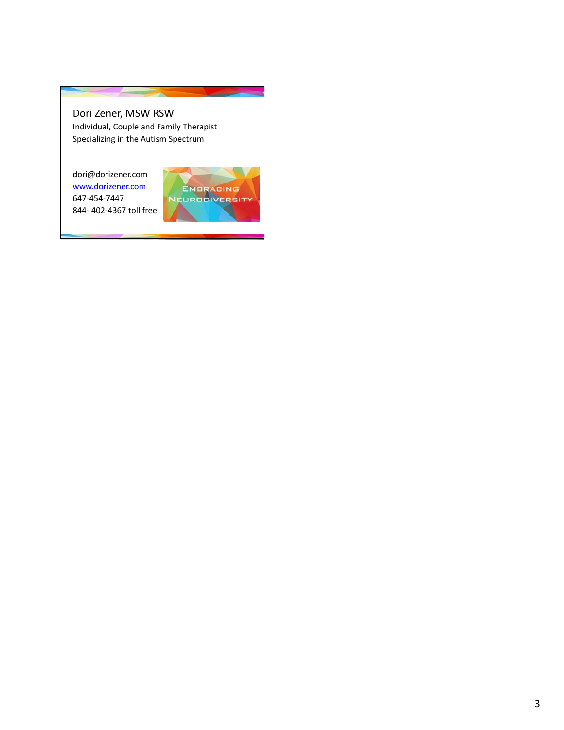Dori Zener, MSW RSW

Individual, Couple and Family Therapist

Specializing in the Autism Spectrum

dori@dorizener.com

www.dorizener.com

647-454-7447

844- 402-4367 toll free

EMBRACING NEURODIVERSITY